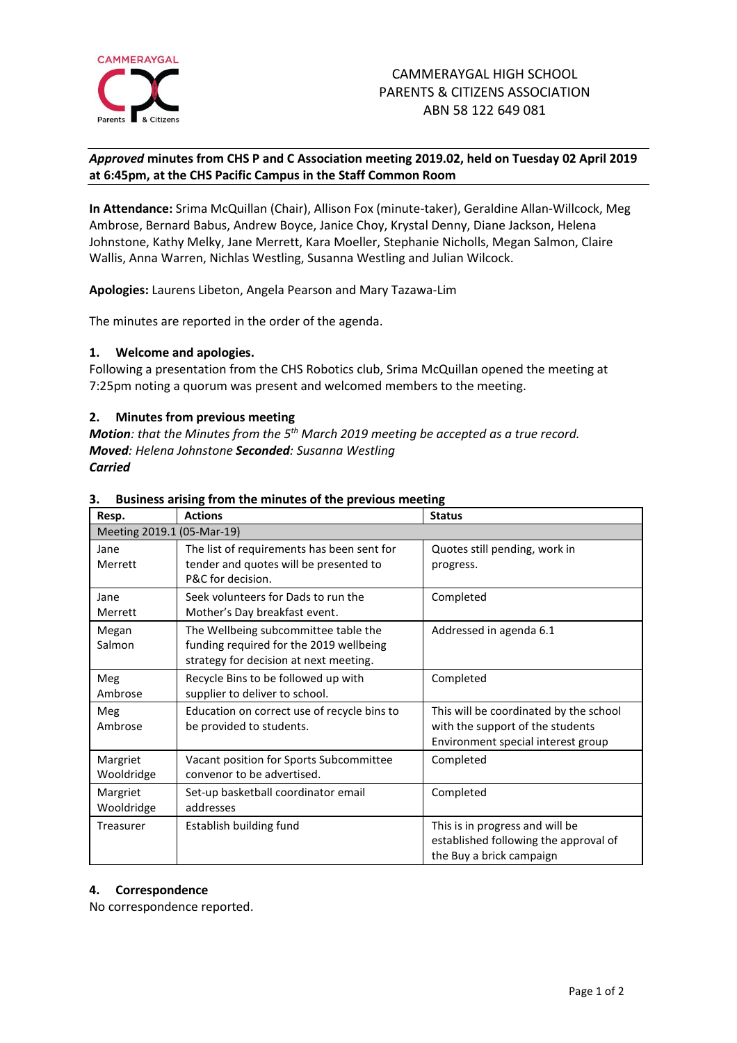CAMMERAYGAL HIGH SCHOOL
PARENTS & CITIZENS ASSOCIATION
ABN 58 122 649 081

***Approved* minutes from CHS P and C Association meeting 2019.02, held on Tuesday 02 April 2019 at 6:45pm, at the CHS Pacific Campus in the Staff Common Room**

**In Attendance:** Srima McQuillan (Chair), Allison Fox (minute-taker), Geraldine Allan-Willcock, Meg Ambrose, Bernard Babus, Andrew Boyce, Janice Choy, Krystal Denny, Diane Jackson, Helena Johnstone, Kathy Melky, Jane Merrett, Kara Moeller, Stephanie Nicholls, Megan Salmon, Claire Wallis, Anna Warren, Nichlas Westling, Susanna Westling and Julian Wilcock.

**Apologies:** Laurens Libeton, Angela Pearson and Mary Tazawa-Lim

The minutes are reported in the order of the agenda.

## 1. Welcome and apologies.

Following a presentation from the CHS Robotics club, Srima McQuillan opened the meeting at 7:25pm noting a quorum was present and welcomed members to the meeting.

## 2. Minutes from previous meeting

***Motion**: that the Minutes from the 5th March 2019 meeting be accepted as a true record.*
***Moved**: Helena Johnstone **Seconded**: Susanna Westling*
***Carried***

## 3. Business arising from the minutes of the previous meeting

| Resp. | Actions | Status |
|---|---|---|
| Meeting 2019.1 (05-Mar-19) | | |
| Jane Merrett | The list of requirements has been sent for tender and quotes will be presented to P&C for decision. | Quotes still pending, work in progress. |
| Jane Merrett | Seek volunteers for Dads to run the Mother's Day breakfast event. | Completed |
| Megan Salmon | The Wellbeing subcommittee table the funding required for the 2019 wellbeing strategy for decision at next meeting. | Addressed in agenda 6.1 |
| Meg Ambrose | Recycle Bins to be followed up with supplier to deliver to school. | Completed |
| Meg Ambrose | Education on correct use of recycle bins to be provided to students. | This will be coordinated by the school with the support of the students Environment special interest group |
| Margriet Wooldridge | Vacant position for Sports Subcommittee convenor to be advertised. | Completed |
| Margriet Wooldridge | Set-up basketball coordinator email addresses | Completed |
| Treasurer | Establish building fund | This is in progress and will be established following the approval of the Buy a brick campaign |

## 4. Correspondence

No correspondence reported.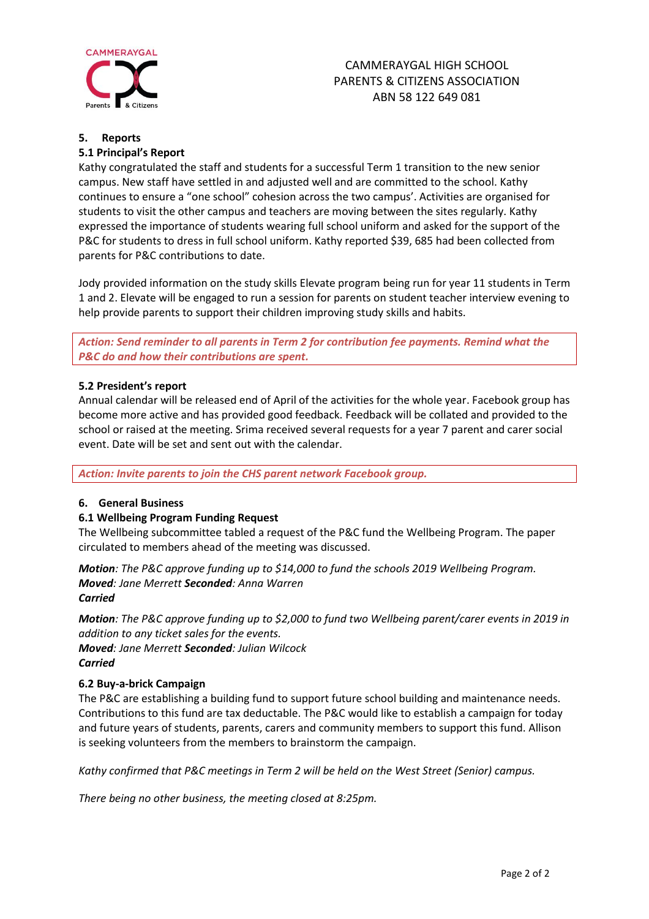CAMMERAYGAL HIGH SCHOOL
PARENTS & CITIZENS ASSOCIATION
ABN 58 122 649 081

## 5. Reports

### 5.1 Principal's Report

Kathy congratulated the staff and students for a successful Term 1 transition to the new senior campus. New staff have settled in and adjusted well and are committed to the school. Kathy continues to ensure a "one school" cohesion across the two campus'. Activities are organised for students to visit the other campus and teachers are moving between the sites regularly. Kathy expressed the importance of students wearing full school uniform and asked for the support of the P&C for students to dress in full school uniform. Kathy reported $39, 685 had been collected from parents for P&C contributions to date.

Jody provided information on the study skills Elevate program being run for year 11 students in Term 1 and 2. Elevate will be engaged to run a session for parents on student teacher interview evening to help provide parents to support their children improving study skills and habits.

***Action: Send reminder to all parents in Term 2 for contribution fee payments. Remind what the P&C do and how their contributions are spent.***

### 5.2 President's report

Annual calendar will be released end of April of the activities for the whole year. Facebook group has become more active and has provided good feedback. Feedback will be collated and provided to the school or raised at the meeting. Srima received several requests for a year 7 parent and carer social event. Date will be set and sent out with the calendar.

***Action: Invite parents to join the CHS parent network Facebook group.***

## 6. General Business

### 6.1 Wellbeing Program Funding Request

The Wellbeing subcommittee tabled a request of the P&C fund the Wellbeing Program. The paper circulated to members ahead of the meeting was discussed.

***Motion****: The P&C approve funding up to $14,000 to fund the schools 2019 Wellbeing Program.*
***Moved****: Jane Merrett* ***Seconded****: Anna Warren*
***Carried***

***Motion****: The P&C approve funding up to $2,000 to fund two Wellbeing parent/carer events in 2019 in addition to any ticket sales for the events.*
***Moved****: Jane Merrett* ***Seconded****: Julian Wilcock*
***Carried***

### 6.2 Buy-a-brick Campaign

The P&C are establishing a building fund to support future school building and maintenance needs. Contributions to this fund are tax deductable. The P&C would like to establish a campaign for today and future years of students, parents, carers and community members to support this fund. Allison is seeking volunteers from the members to brainstorm the campaign.

*Kathy confirmed that P&C meetings in Term 2 will be held on the West Street (Senior) campus.*

*There being no other business, the meeting closed at 8:25pm.*